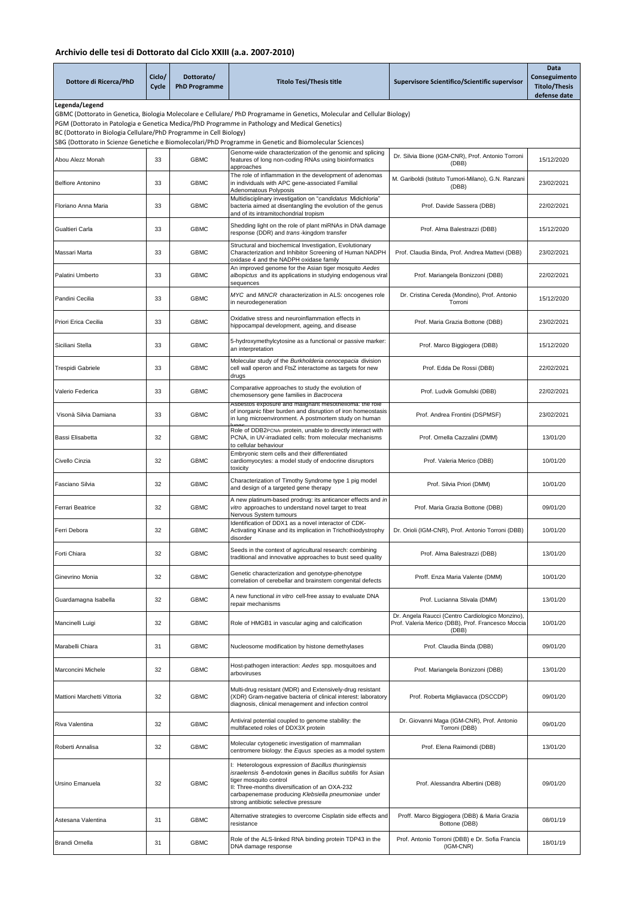## Archivio delle tesi di Dottorato dal Ciclo XXIII (a.a. 2007-2010)

| Dottore di Ricerca/PhD | Ciclo/ Cycle | Dottorato/ PhD Programme | Titolo Tesi/Thesis title | Supervisore Scientifico/Scientific supervisor | Data Conseguimento Titolo/Thesis defense date |
|---|---|---|---|---|---|
| **Legenda/Legend**<br>GBMC (Dottorato in Genetica, Biologia Molecolare e Cellulare/ PhD Programame in Genetics, Molecular and Cellular Biology)<br>PGM (Dottorato in Patologia e Genetica Medica/PhD Programme in Pathology and Medical Genetics)<br>BC (Dottorato in Biologia Cellulare/PhD Programme in Cell Biology)<br>SBG (Dottorato in Scienze Genetiche e Biomolecolari/PhD Programme in Genetic and Biomolecular Sciences) | | | | | |
| Abou Alezz Monah | 33 | GBMC | Genome-wide characterization of the genomic and splicing features of long non-coding RNAs using bioinformatics approaches | Dr. Silvia Bione (IGM-CNR), Prof. Antonio Torroni (DBB) | 15/12/2020 |
| Belfiore Antonino | 33 | GBMC | The role of inflammation in the development of adenomas in individuals with APC gene-associated Familial Adenomatous Polyposis | M. Gariboldi (Istituto Tumori-Milano), G.N. Ranzani (DBB) | 23/02/2021 |
| Floriano Anna Maria | 33 | GBMC | Multidisciplinary investigation on "*candidatus* Midichloria" bacteria aimed at disentangling the evolution of the genus and of its intramitochondrial tropism | Prof. Davide Sassera (DBB) | 22/02/2021 |
| Gualtieri Carla | 33 | GBMC | Shedding light on the role of plant miRNAs in DNA damage response (DDR) and *trans*-kingdom transfer | Prof. Alma Balestrazzi (DBB) | 15/12/2020 |
| Massari Marta | 33 | GBMC | Structural and biochemical Investigation, Evolutionary Characterization and Inhibitor Screening of Human NADPH oxidase 4 and the NADPH oxidase family | Prof. Claudia Binda, Prof. Andrea Mattevi (DBB) | 23/02/2021 |
| Palatini Umberto | 33 | GBMC | An improved genome for the Asian tiger mosquito *Aedes albopictus* and its applications in studying endogenous viral sequences | Prof. Mariangela Bonizzoni (DBB) | 22/02/2021 |
| Pandini Cecilia | 33 | GBMC | *MYC* and *MINCR* characterization in ALS: oncogenes role in neurodegeneration | Dr. Cristina Cereda (Mondino), Prof. Antonio Torroni | 15/12/2020 |
| Priori Erica Cecilia | 33 | GBMC | Oxidative stress and neuroinflammation effects in hippocampal development, ageing, and disease | Prof. Maria Grazia Bottone (DBB) | 23/02/2021 |
| Siciliani Stella | 33 | GBMC | 5-hydroxymethylcytosine as a functional or passive marker: an interpretation | Prof. Marco Biggiogera (DBB) | 15/12/2020 |
| Trespidi Gabriele | 33 | GBMC | Molecular study of the *Burkholderia cenocepacia* division cell wall operon and FtsZ interactome as targets for new drugs | Prof. Edda De Rossi (DBB) | 22/02/2021 |
| Valerio Federica | 33 | GBMC | Comparative approaches to study the evolution of chemosensory gene families in *Bactrocera* | Prof. Ludvik Gomulski (DBB) | 22/02/2021 |
| Visonà Silvia Damiana | 33 | GBMC | Asbestos exposure and malignant mesothelioma: the role of inorganic fiber burden and disruption of iron homeostasis in lung microenvironment. A postmortem study on human lungs | Prof. Andrea Frontini (DSPMSF) | 23/02/2021 |
| Bassi Elisabetta | 32 | GBMC | Role of DDB2PCNA- protein, unable to directly interact with PCNA, in UV-irradiated cells: from molecular mechanisms to cellular behaviour | Prof. Ornella Cazzalini (DMM) | 13/01/20 |
| Civello Cinzia | 32 | GBMC | Embryonic stem cells and their differentiated cardiomyocytes: a model study of endocrine disruptors toxicity | Prof. Valeria Merico (DBB) | 10/01/20 |
| Fasciano Silvia | 32 | GBMC | Characterization of Timothy Syndrome type 1 pig model and design of a targeted gene therapy | Prof. Silvia Priori (DMM) | 10/01/20 |
| Ferrari Beatrice | 32 | GBMC | A new platinum-based prodrug: its anticancer effects and *in vitro* approaches to understand novel target to treat Nervous System tumours | Prof. Maria Grazia Bottone (DBB) | 09/01/20 |
| Ferri Debora | 32 | GBMC | Identification of DDX1 as a novel interactor of CDK-Activating Kinase and its implication in Trichothiodystrophy disorder | Dr. Orioli (IGM-CNR), Prof. Antonio Torroni (DBB) | 10/01/20 |
| Forti Chiara | 32 | GBMC | Seeds in the context of agricultural research: combining traditional and innovative approaches to bust seed quality | Prof. Alma Balestrazzi (DBB) | 13/01/20 |
| Ginevrino Monia | 32 | GBMC | Genetic characterization and genotype-phenotype correlation of cerebellar and brainstem congenital defects | Proff. Enza Maria Valente (DMM) | 10/01/20 |
| Guardamagna Isabella | 32 | GBMC | A new functional *in vitro* cell-free assay to evaluate DNA repair mechanisms | Prof. Lucianna Stivala (DMM) | 13/01/20 |
| Mancinelli Luigi | 32 | GBMC | Role of HMGB1 in vascular aging and calcification | Dr. Angela Raucci (Centro Cardiologico Monzino), Prof. Valeria Merico (DBB), Prof. Francesco Moccia (DBB) | 10/01/20 |
| Marabelli Chiara | 31 | GBMC | Nucleosome modification by histone demethylases | Prof. Claudia Binda (DBB) | 09/01/20 |
| Marconcini Michele | 32 | GBMC | Host-pathogen interaction: *Aedes* spp. mosquitoes and arboviruses | Prof. Mariangela Bonizzoni (DBB) | 13/01/20 |
| Mattioni Marchetti Vittoria | 32 | GBMC | Multi-drug resistant (MDR) and Extensively-drug resistant (XDR) Gram-negative bacteria of clinical interest: laboratory diagnosis, clinical menagement and infection control | Prof. Roberta Migliavacca (DSCCDP) | 09/01/20 |
| Riva Valentina | 32 | GBMC | Antiviral potential coupled to genome stability: the multifaceted roles of DDX3X protein | Dr. Giovanni Maga (IGM-CNR), Prof. Antonio Torroni (DBB) | 09/01/20 |
| Roberti Annalisa | 32 | GBMC | Molecular cytogenetic investigation of mammalian centromere biology: the *Equus* species as a model system | Prof. Elena Raimondi (DBB) | 13/01/20 |
| Ursino Emanuela | 32 | GBMC | I: Heterologous expression of *Bacillus thuringiensis israelensis* δ-endotoxin genes in *Bacillus subtilis* for Asian tiger mosquito control<br>II: Three-months diversification of an OXA-232 carbapenemase producing *Klebsiella pneumoniae* under strong antibiotic selective pressure | Prof. Alessandra Albertini (DBB) | 09/01/20 |
| Astesana Valentina | 31 | GBMC | Alternative strategies to overcome Cisplatin side effects and resistance | Proff. Marco Biggiogera (DBB) & Maria Grazia Bottone (DBB) | 08/01/19 |
| Brandi Ornella | 31 | GBMC | Role of the ALS-linked RNA binding protein TDP43 in the DNA damage response | Prof. Antonio Torroni (DBB) e Dr. Sofia Francia (IGM-CNR) | 18/01/19 |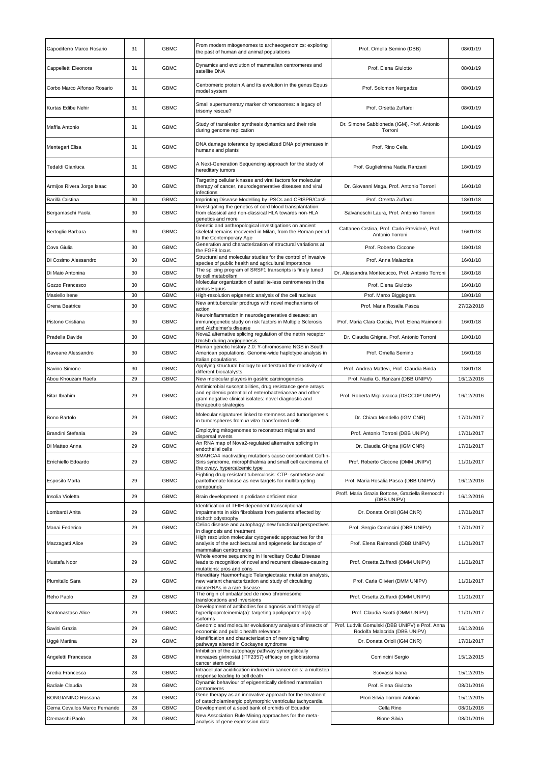| Capodiferro Marco Rosario | 31 | GBMC | From modern mitogenomes to archaeogenomics: exploring the past of human and animal populations | Prof. Ornella Semino (DBB) | 08/01/19 |
|---|---|---|---|---|---|
| Cappelletti Eleonora | 31 | GBMC | Dynamics and evolution of mammalian centromeres and satellite DNA | Prof. Elena Giulotto | 08/01/19 |
| Corbo Marco Alfonso Rosario | 31 | GBMC | Centromeric protein A and its evolution in the genus Equus model system | Prof. Solomon Nergadze | 08/01/19 |
| Kurtas Edibe Nehir | 31 | GBMC | Small supernumerary marker chromosomes: a legacy of trisomy rescue? | Prof. Orsetta Zuffardi | 08/01/19 |
| Maffia Antonio | 31 | GBMC | Study of translesion synthesis dynamics and their role during genome replication | Dr. Simone Sabbioneda (IGM), Prof. Antonio Torroni | 18/01/19 |
| Mentegari Elisa | 31 | GBMC | DNA damage tolerance by specialized DNA polymerases in humans and plants | Prof. Rino Cella | 18/01/19 |
| Tedaldi Gianluca | 31 | GBMC | A Next-Generation Sequencing approach for the study of hereditary tumors | Prof. Guglielmina Nadia Ranzani | 18/01/19 |
| Armijos Rivera Jorge Isaac | 30 | GBMC | Targeting cellular kinases and viral factors for molecular therapy of cancer, neurodegenerative diseases and viral infections | Dr. Giovanni Maga, Prof. Antonio Torroni | 16/01/18 |
| Barillà Cristina | 30 | GBMC | Imprinting Disease Modelling by iPSCs and CRISPR/Cas9 | Prof. Orsetta Zuffardi | 18/01/18 |
| Bergamaschi Paola | 30 | GBMC | Investigating the genetics of cord blood transplantation: from classical and non-classical HLA towards non-HLA genetics and more | Salvaneschi Laura, Prof. Antonio Torroni | 16/01/18 |
| Bertoglio Barbara | 30 | GBMC | Genetic and anthropological investigations on ancient skeletal remains recovered in Milan, from the Roman period to the Contemporary Age | Cattaneo Crstina, Prof. Carlo Previderè, Prof. Antonio Torroni | 16/01/18 |
| Cova Giulia | 30 | GBMC | Generation and characterization of structural variations at the FGF8 locus | Prof. Roberto Ciccone | 18/01/18 |
| Di Cosimo Alessandro | 30 | GBMC | Structural and molecular studies for the control of invasive species of public health and agricultural importance | Prof. Anna Malacrida | 16/01/18 |
| Di Maio Antonina | 30 | GBMC | The splicing program of SRSF1 transcripts is finely tuned by cell metabolism | Dr. Alessandra Montecucco, Prof. Antonio Torroni | 18/01/18 |
| Gozzo Francesco | 30 | GBMC | Molecular organization of satellite-less centromeres in the genus Equus | Prof. Elena Giulotto | 16/01/18 |
| Masiello Irene | 30 | GBMC | High-resolution epigenetic analysis of the cell nucleus | Prof. Marco Biggiogera | 18/01/18 |
| Orena Beatrice | 30 | GBMC | New antitubercular prodrugs with novel mechanisms of action | Prof. Maria Rosalia Pasca | 27/02/2018 |
| Pistono Cristiana | 30 | GBMC | Neuroinflammation in neurodegenerative diseases: an immunogenetic study on risk factors in Multiple Sclerosis and Alzheimer's disease | Prof. Maria Clara Cuccia, Prof. Elena Raimondi | 16/01/18 |
| Pradella Davide | 30 | GBMC | Nova2 alternative splicing regulation of the netrin receptor Unc5b during angiogenesis | Dr. Claudia Ghigna, Prof. Antonio Torroni | 18/01/18 |
| Raveane Alessandro | 30 | GBMC | Human genetic history 2.0: Y-chromosome NGS in South American populations. Genome-wide haplotype analysis in Italian populations | Prof. Ornella Semino | 16/01/18 |
| Savino Simone | 30 | GBMC | Applying structural biology to understand the reactivity of different biocatalysts | Prof. Andrea Mattevi, Prof. Claudia Binda | 18/01/18 |
| Abou Khouzam Raefa | 29 | GBMC | New molecular players in gastric carcinogenesis | Prof. Nadia G. Ranzani (DBB UNIPV) | 16/12/2016 |
| Bitar Ibrahim | 29 | GBMC | Antimicrobial susceptibilities, drug resistance gene arrays and epidemic potential of enterobacteriaceae and other gram negative clinical isolates: novel diagnostic and therapeutic strategies | Prof. Roberta Migliavacca (DSCCDP UNIPV) | 16/12/2016 |
| Bono Bartolo | 29 | GBMC | Molecular signatures linked to stemness and tumorigenesis in tumorspheres from *in vitro* transformed cells | Dr. Chiara Mondello (IGM CNR) | 17/01/2017 |
| Brandini Stefania | 29 | GBMC | Employing mitogenomes to reconstruct migration and dispersal events | Prof. Antonio Torroni (DBB UNIPV) | 17/01/2017 |
| Di Matteo Anna | 29 | GBMC | An RNA map of Nova2-regulated alternative splicing in endothelial cells | Dr. Claudia Ghigna (IGM CNR) | 17/01/2017 |
| Errichiello Edoardo | 29 | GBMC | SMARCA4 inactivating mutations cause concomitant Coffin-Siris syndrome, microphthalmia and small cell carcinoma of the ovary, hypercalcemic type | Prof. Roberto Ciccone (DMM UNIPV) | 11/01/2017 |
| Esposito Marta | 29 | GBMC | Fighting drug-resistant tuberculosis: CTP- synthetase and pantothenate kinase as new targets for multitargeting compounds | Prof. Maria Rosalia Pasca (DBB UNIPV) | 16/12/2016 |
| Insolia Violetta | 29 | GBMC | Brain development in prolidase deficient mice | Proff. Maria Grazia Bottone, Graziella Bernocchi (DBB UNIPV) | 16/12/2016 |
| Lombardi Anita | 29 | GBMC | Identification of TFIIH-dependent transcriptional impairments in skin fibroblasts from patients affected by trichothiodystrophy | Dr. Donata Orioli (IGM CNR) | 17/01/2017 |
| Manai Federico | 29 | GBMC | Celiac disease and autophagy: new functional perspectives in diagnosis and treatment | Prof. Sergio Comincini (DBB UNIPV) | 17/01/2017 |
| Mazzagatti Alice | 29 | GBMC | High resolution molecular cytogenetic approaches for the analysis of the architectural and epigenetic landscape of mammalian centromeres | Prof. Elena Raimondi (DBB UNIPV) | 11/01/2017 |
| Mustafa Noor | 29 | GBMC | Whole exome sequencing in Hereditary Ocular Disease leads to recognition of novel and recurrent disease-causing mutations: pros and cons | Prof. Orsetta Zuffardi (DMM UNIPV) | 11/01/2017 |
| Plumitallo Sara | 29 | GBMC | Hereditary Haemorrhagic Telangiectasia: mutation analysis, new variant characterization and study of circulating microRNAs in a rare disease | Prof. Carla Olivieri (DMM UNIPV) | 11/01/2017 |
| Reho Paolo | 29 | GBMC | The origin of unbalanced de novo chromosome translocations and inversions | Prof. Orsetta Zuffardi (DMM UNIPV) | 11/01/2017 |
| Santonastaso Alice | 29 | GBMC | Development of antibodies for diagnosis and therapy of hyperlipoproteinemia(a): targeting apolipoprotein(a) isoforms | Prof. Claudia Scotti (DMM UNIPV) | 11/01/2017 |
| Savini Grazia | 29 | GBMC | Genomic and molecular evolutionary analyses of insects of economic and public health relevance | Prof. Ludvik Gomulski (DBB UNIPV) e Prof. Anna Rodolfa Malacrida (DBB UNIPV) | 16/12/2016 |
| Uggè Martina | 29 | GBMC | Identification and characterization of new signaling pathways altered in Cockayne syndrome | Dr. Donata Orioli (IGM CNR) | 17/01/2017 |
| Angeletti Francesca | 28 | GBMC | Inhibition of the autophagy pathway synergistically increases givinostat (ITF2357) efficacy on glioblastoma cancer stem cells | Comincini Sergio | 15/12/2015 |
| Aredia Francesca | 28 | GBMC | Intracellular acidification induced in cancer cells: a multistep response leading to cell death | Scovassi Ivana | 15/12/2015 |
| Badiale Claudia | 28 | GBMC | Dynamic behaviour of epigenetically defined mammalian centromeres | Prof. Elena Giulotto | 08/01/2016 |
| BONGIANINO Rossana | 28 | GBMC | Gene therapy as an innovative approach for the treatment of catecholaminergic polymorphic ventricular tachycardia | Prori Silvia Torroni Antonio | 15/12/2015 |
| Cerna Cevallos Marco Fernando | 28 | GBMC | Development of a seed bank of orchids of Ecuador | Cella Rino | 08/01/2016 |
| Cremaschi Paolo | 28 | GBMC | New Association Rule Mining approaches for the meta-analysis of gene expression data | Bione Silvia | 08/01/2016 |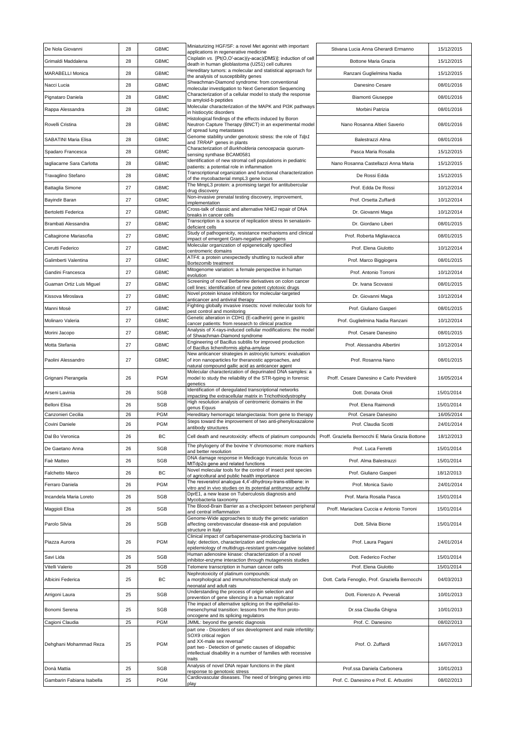| | | | | | |
|---|---|---|---|---|---|
| De Nola Giovanni | 28 | GBMC | Miniaturizing HGF/SF: a novel Met agonist with important applications in regenerative medicine | Stivana Lucia Anna Gherardi Ermanno | 15/12/2015 |
| Grimaldi Maddalena | 28 | GBMC | Cisplatin *vs.* [Pt(O,O'-acac)(γ-acac)(DMS)]: induction of cell death in human glioblastoma (U251) cell cultures | Bottone Maria Grazia | 15/12/2015 |
| MARABELLI Monica | 28 | GBMC | Hereditary tumors: a molecular and statistical approach for the analysis of susceptibility genes | Ranzani Guglielmina Nadia | 15/12/2015 |
| Nacci Lucia | 28 | GBMC | Shwachman-Diamond syndrome: from conventional molecular investigation to Next Generation Sequencing | Danesino Cesare | 08/01/2016 |
| Pignataro Daniela | 28 | GBMC | Characterization of a cellular model to study the response to amyloid-b peptides | Biamonti Giuseppe | 08/01/2016 |
| Rappa Alessandra | 28 | GBMC | Molecular characterization of the MAPK and PI3K pathways in histiocytic disorders | Morbini Patrizia | 08/01/2016 |
| Rovelli Cristina | 28 | GBMC | Histological findings of the effects induced by Boron Neutron Capture Therapy (BNCT) in an experimental model of spread lung metastases | Nano Rosanna Altieri Saverio | 08/01/2016 |
| SABATINI Maria Elisa | 28 | GBMC | Genome stability under genotoxic stress: the role of *Tdp1* and *TRRAP* genes in plants | Balestrazzi Alma | 08/01/2016 |
| Spadaro Francesca | 28 | GBMC | Characterization of *Burkholderia cenocepacia* quorum-sensing synthase BCAM0581 | Pasca Maria Rosalia | 15/12/2015 |
| tagliacarne Sara Carlotta | 28 | GBMC | Identification of new stromal cell populations in pediatric patients: a potential role in inflammation | Nano Rosanna Castellazzi Anna Maria | 15/12/2015 |
| Travaglino Stefano | 28 | GBMC | Transcriptional organization and functional characterization of the mycobacterial mmpL3 gene locus | De Rossi Edda | 15/12/2015 |
| Battaglia Simone | 27 | GBMC | The MmpL3 protein: a promising target for antitubercular drug discovery | Prof. Edda De Rossi | 10/12/2014 |
| Bayindir Baran | 27 | GBMC | Non-invasive prenatal testing discovery, improvement, implementation | Prof. Orsetta Zuffardi | 10/12/2014 |
| Bertoletti Federica | 27 | GBMC | Cross-talk of classic and alternative NHEJ repair of DNA breaks in cancer cells | Dr. Giovanni Maga | 10/12/2014 |
| Brambati Alessandra | 27 | GBMC | Transcription is a source of replication stress In senataxin-deficient cells | Dr. Giordano Liberi | 08/01/2015 |
| Caltagirone Mariasofia | 27 | GBMC | Study of pathogenicity, resistance mechanisms and clinical impact of emergent Gram-negative pathogens | Prof. Roberta Migliavacca | 08/01/2015 |
| Cerutti Federico | 27 | GBMC | Molecular organization of epigenetically specified centromeric domains | Prof. Elena Giulotto | 10/12/2014 |
| Galimberti Valentina | 27 | GBMC | ATF4: a protein unexpectedly shuttling to nucleoli after Bortezomib treatment | Prof. Marco Biggiogera | 08/01/2015 |
| Gandini Francesca | 27 | GBMC | Mitogenome variation: a female perspective in human evolution | Prof. Antonio Torroni | 10/12/2014 |
| Guaman Ortiz Luis Miguel | 27 | GBMC | Screening of novel Berberine derivatives on colon cancer cell lines: identification of new potent cytotoxic drugs | Dr. Ivana Scovassi | 08/01/2015 |
| Kissova Miroslava | 27 | GBMC | Novel protein kinase inhibitors for molecular-targeted anticancer and antiviral therapy | Dr. Giovanni Maga | 10/12/2014 |
| Manni Mosè | 27 | GBMC | Fighting globally invasive insects: novel molecular tools for pest control and monitoring | Prof. Giuliano Gasperi | 08/01/2015 |
| Molinaro Valeria | 27 | GBMC | Genetic alteration in CDH1 (E-cadherin) gene in gastric cancer patients: from research to clinical practice | Prof. Guglielmina Nadia Ranzani | 10/12/2014 |
| Morini Jacopo | 27 | GBMC | Analysis of X-rays-induced cellular modifications: the model of Shwachman-Diamond syndrome | Prof. Cesare Danesino | 08/01/2015 |
| Motta Stefania | 27 | GBMC | Engineering of Bacillus subtilis for improved production of Bacillus licheniformis alpha-amylase | Prof. Alessandra Albertini | 10/12/2014 |
| Paolini Alessandro | 27 | GBMC | New anticancer strategies in astrocytic tumors: evaluation of iron nanoparticles for theranostic approaches, and natural compound gallic acid as anticancer agent | Prof. Rosanna Nano | 08/01/2015 |
| Grignani Pierangela | 26 | PGM | Molecular characterization of depurinated DNA samples: a model to study the reliability of the STR-typing in forensic genetics | Proff. Cesare Danesino e Carlo Previderè | 16/05/2014 |
| Arseni Lavinia | 26 | SGB | Identification of deregulated transcriptional networks impacting the extracellular matrix in Trichothiodystrophy | Dott. Donata Orioli | 15/01/2014 |
| Belloni Elisa | 26 | SGB | High resolution analysis of centromeric domains in the genus Equus | Prof. Elena Raimondi | 15/01/2014 |
| Canzonieri Cecilia | 26 | PGM | Hereditary hemorragic telangiectasia: from gene to therapy | Prof. Cesare Danesino | 16/05/2014 |
| Covini Daniele | 26 | PGM | Steps toward the improvement of two anti-phenyloxazalone antibody structures | Prof. Claudia Scotti | 24/01/2014 |
| Dal Bo Veronica | 26 | BC | Cell death and neurotoxicity: effects of platinum compounds | Proff. Graziella Bernocchi E Maria Grazia Bottone | 18/12/2013 |
| De Gaetano Anna | 26 | SGB | The phylogeny of the bovine Y chromosome: more markers and better resolution | Prof. Luca Ferretti | 15/01/2014 |
| Faè Matteo | 26 | SGB | DNA damage response in Medicago truncatula: focus on MtTdp2α gene and related functions | Prof. Alma Balestrazzi | 15/01/2014 |
| Falchetto Marco | 26 | BC | Novel molecular tools for the control of insect pest species of agricoltural and public health importance | Prof. Giuliano Gasperi | 18/12/2013 |
| Ferraro Daniela | 26 | PGM | The resveratrol analogue 4,4'-dihydroxy-trans-stilbene: in vitro and in vivo studies on its potential antitumour activity | Prof. Monica Savio | 24/01/2014 |
| Incandela Maria Loreto | 26 | SGB | DprE1, a new lease on Tuberculosis diagnosis and Mycobacteria taxonomy | Prof. Maria Rosalia Pasca | 15/01/2014 |
| Maggioli Elisa | 26 | SGB | The Blood-Brain Barrier as a checkpoint between peripheral and central inflammation | Proff. Mariaclara Cuccia e Antonio Torroni | 15/01/2014 |
| Parolo Silvia | 26 | SGB | Genome-Wide approaches to study the genetic variation affecting cerebrovascular disease-risk and population structure in Italy | Dott. Silvia Bione | 15/01/2014 |
| Piazza Aurora | 26 | PGM | Clinical impact of carbapenemase-producing bacteria in italy: detection, characterization and molecular epidemiology of multidrugs-resistant gram-negative isolated | Prof. Laura Pagani | 24/01/2014 |
| Savi Lida | 26 | SGB | Human adenosine kinase: characterization of a novel inhibitor-enzyme interaction through mutagenesis studies | Dott. Federico Focher | 15/01/2014 |
| Vitelli Valerio | 26 | SGB | Telomere transcription in human cancer cells | Prof. Elena Giulotto | 15/01/2014 |
| Albicini Federica | 25 | BC | Nephrotoxicity of platinum compounds: a morphological and immunohistochemical study on neonatal and adult rats | Dott. Carla Fenoglio, Prof. Graziella Bernocchi | 04/03/2013 |
| Arrigoni Laura | 25 | SGB | Understanding the process of origin selection and prevention of gene silencing in a human replicator | Dott. Fiorenzo A. Peverali | 10/01/2013 |
| Bonomi Serena | 25 | SGB | The impact of alternative splicing on the epithelial-to-mesenchymal transition: lessons from the Ron proto-oncogene and its splicing regulators | Dr.ssa Claudia Ghigna | 10/01/2013 |
| Cagioni Claudia | 25 | PGM | JMML: beyond the genetic diagnosis | Prof. C. Danesino | 08/02/2013 |
| Dehghani Mohammad Reza | 25 | PGM | part one - Disorders of sex development and male infertility: SOX9 critical region and XX-male sex reversal" part two - Detection of genetic causes of idiopathic intellectual disability in a number of families with recessive traits | Prof. O. Zuffardi | 16/07/2013 |
| Donà Mattia | 25 | SGB | Analysis of novel DNA repair functions in the plant response to genotoxic stress | Prof.ssa Daniela Carbonera | 10/01/2013 |
| Gambarin Fabiana Isabella | 25 | PGM | Cardiovascular diseases. The need of bringing genes into play | Prof. C. Danesino e Prof. E. Arbustini | 08/02/2013 |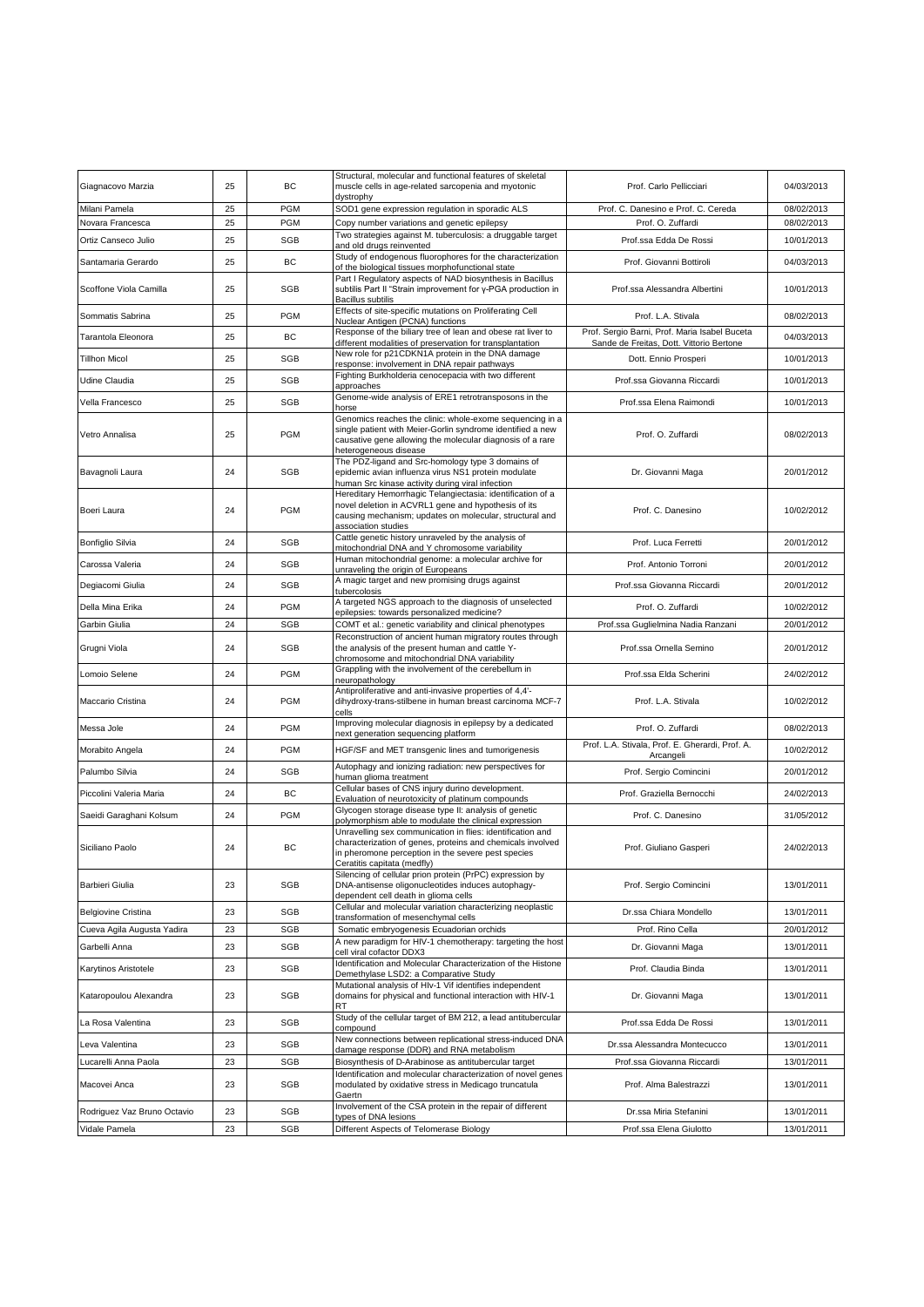| | | | | | |
|---|---|---|---|---|---|
| Giagnacovo Marzia | 25 | BC | Structural, molecular and functional features of skeletal muscle cells in age-related sarcopenia and myotonic dystrophy | Prof. Carlo Pellicciari | 04/03/2013 |
| Milani Pamela | 25 | PGM | SOD1 gene expression regulation in sporadic ALS | Prof. C. Danesino e Prof. C. Cereda | 08/02/2013 |
| Novara Francesca | 25 | PGM | Copy number variations and genetic epilepsy | Prof. O. Zuffardi | 08/02/2013 |
| Ortiz Canseco Julio | 25 | SGB | Two strategies against M. tuberculosis: a druggable target and old drugs reinvented | Prof.ssa Edda De Rossi | 10/01/2013 |
| Santamaria Gerardo | 25 | BC | Study of endogenous fluorophores for the characterization of the biological tissues morphofunctional state | Prof. Giovanni Bottiroli | 04/03/2013 |
| Scoffone Viola Camilla | 25 | SGB | Part I Regulatory aspects of NAD biosynthesis in Bacillus subtilis Part II "Strain improvement for γ-PGA production in Bacillus subtilis | Prof.ssa Alessandra Albertini | 10/01/2013 |
| Sommatis Sabrina | 25 | PGM | Effects of site-specific mutations on Proliferating Cell Nuclear Antigen (PCNA) functions | Prof. L.A. Stivala | 08/02/2013 |
| Tarantola Eleonora | 25 | BC | Response of the biliary tree of lean and obese rat liver to different modalities of preservation for transplantation | Prof. Sergio Barni, Prof. Maria Isabel Buceta Sande de Freitas, Dott. Vittorio Bertone | 04/03/2013 |
| Tillhon Micol | 25 | SGB | New role for p21CDKN1A protein in the DNA damage response: involvement in DNA repair pathways | Dott. Ennio Prosperi | 10/01/2013 |
| Udine Claudia | 25 | SGB | Fighting Burkholderia cenocepacia with two different approaches | Prof.ssa Giovanna Riccardi | 10/01/2013 |
| Vella Francesco | 25 | SGB | Genome-wide analysis of ERE1 retrotransposons in the horse | Prof.ssa Elena Raimondi | 10/01/2013 |
| Vetro Annalisa | 25 | PGM | Genomics reaches the clinic: whole-exome sequencing in a single patient with Meier-Gorlin syndrome identified a new pathway, allowing the molecular diagnosis of a rare heterogeneous disease | Prof. O. Zuffardi | 08/02/2013 |
| Bavagnoli Laura | 24 | SGB | The PDZ-ligand and Src-homology type 3 domains of epidemic avian influenza virus NS1 protein modulate human Src kinase activity during viral infection | Dr. Giovanni Maga | 20/01/2012 |
| Boeri Laura | 24 | PGM | Hereditary Hemorrhagic Telangiectasia: identification of a novel deletion in ACVRL1 gene and hypothesis of its causing mechanism; updates on molecular, structural and association studies | Prof. C. Danesino | 10/02/2012 |
| Bonfiglio Silvia | 24 | SGB | Cattle genetic history unraveled by the analysis of mitochondrial DNA and Y chromosome variability | Prof. Luca Ferretti | 20/01/2012 |
| Carossa Valeria | 24 | SGB | Human mitochondrial genome: a molecular archive for unraveling the origin of Europeans | Prof. Antonio Torroni | 20/01/2012 |
| Degiacomi Giulia | 24 | SGB | A magic target and new promising drugs against tubercolosis | Prof.ssa Giovanna Riccardi | 20/01/2012 |
| Della Mina Erika | 24 | PGM | A targeted NGS approach to the diagnosis of unselected epilepsies: towards personalized medicine? | Prof. O. Zuffardi | 10/02/2012 |
| Garbin Giulia | 24 | SGB | COMT et al.: genetic variability and clinical phenotypes | Prof.ssa Guglielmina Nadia Ranzani | 20/01/2012 |
| Grugni Viola | 24 | SGB | Reconstruction of ancient human migratory routes through the analysis of the present human and cattle Y-chromosome and mitochondrial DNA variability | Prof.ssa Ornella Semino | 20/01/2012 |
| Lomoio Selene | 24 | PGM | Grappling with the involvement of the cerebellum in neuropathology | Prof.ssa Elda Scherini | 24/02/2012 |
| Maccario Cristina | 24 | PGM | Antiproliferative and anti-invasive properties of 4,4'-dihydroxy-trans-stilbene in human breast carcinoma MCF-7 cells | Prof. L.A. Stivala | 10/02/2012 |
| Messa Jole | 24 | PGM | Improving molecular diagnosis in epilepsy by a dedicated next generation sequencing platform | Prof. O. Zuffardi | 08/02/2013 |
| Morabito Angela | 24 | PGM | HGF/SF and MET transgenic lines and tumorigenesis | Prof. L.A. Stivala, Prof. E. Gherardi, Prof. A. Arcangeli | 10/02/2012 |
| Palumbo Silvia | 24 | SGB | Autophagy and ionizing radiation: new perspectives for human glioma treatment | Prof. Sergio Comincini | 20/01/2012 |
| Piccolini Valeria Maria | 24 | BC | Cellular bases of CNS injury durino development. Evaluation of neurotoxicity of platinum compounds | Prof. Graziella Bernocchi | 24/02/2013 |
| Saeidi Garaghani Kolsum | 24 | PGM | Glycogen storage disease type II: analysis of genetic polymorphism able to modulate the clinical expression | Prof. C. Danesino | 31/05/2012 |
| Siciliano Paolo | 24 | BC | Unravelling sex communication in flies: identification and characterization of genes, proteins and chemicals involved in pheromone perception in the severe pest species Ceratitis capitata (medfly) | Prof. Giuliano Gasperi | 24/02/2013 |
| Barbieri Giulia | 23 | SGB | Silencing of cellular prion protein (PrPC) expression by DNA-antisense oligonucleotides induces autophagy-dependent cell death in glioma cells | Prof. Sergio Comincini | 13/01/2011 |
| Belgiovine Cristina | 23 | SGB | Cellular and molecular variation characterizing neoplastic transformation of mesenchymal cells | Dr.ssa Chiara Mondello | 13/01/2011 |
| Cueva Agila Augusta Yadira | 23 | SGB | Somatic embryogenesis Ecuadorian orchids | Prof. Rino Cella | 20/01/2012 |
| Garbelli Anna | 23 | SGB | A new paradigm for HIV-1 chemotherapy: targeting the host cell viral cofactor DDX3 | Dr. Giovanni Maga | 13/01/2011 |
| Karytinos Aristotele | 23 | SGB | Identification and Molecular Characterization of the Histone Demethylase LSD2: a Comparative Study | Prof. Claudia Binda | 13/01/2011 |
| Kataropoulou Alexandra | 23 | SGB | Mutational analysis of HIv-1 Vif identifies independent domains for physical and functional interaction with HIV-1 RT | Dr. Giovanni Maga | 13/01/2011 |
| La Rosa Valentina | 23 | SGB | Study of the cellular target of BM 212, a lead antitubercular compound | Prof.ssa Edda De Rossi | 13/01/2011 |
| Leva Valentina | 23 | SGB | New connections between replicational stress-induced DNA damage response (DDR) and RNA metabolism | Dr.ssa Alessandra Montecucco | 13/01/2011 |
| Lucarelli Anna Paola | 23 | SGB | Biosynthesis of D-Arabinose as antitubercular target | Prof.ssa Giovanna Riccardi | 13/01/2011 |
| Macovei Anca | 23 | SGB | Identification and molecular characterization of novel genes modulated by oxidative stress in Medicago truncatula Gaertn | Prof. Alma Balestrazzi | 13/01/2011 |
| Rodriguez Vaz Bruno Octavio | 23 | SGB | Involvement of the CSA protein in the repair of different types of DNA lesions | Dr.ssa Miria Stefanini | 13/01/2011 |
| Vidale Pamela | 23 | SGB | Different Aspects of Telomerase Biology | Prof.ssa Elena Giulotto | 13/01/2011 |